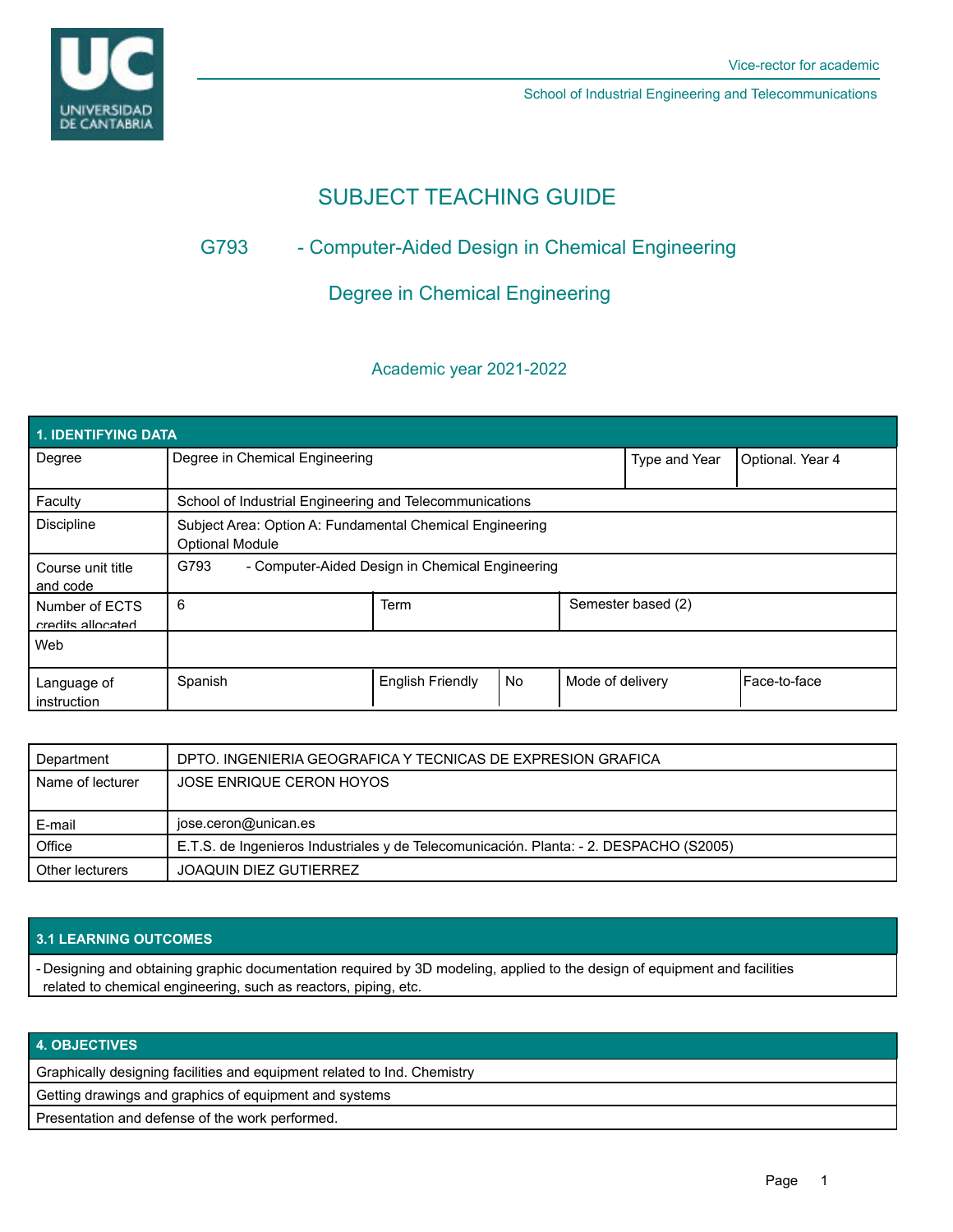Vice-rector for academic

School of Industrial Engineering and Telecommunications

# SUBJECT TEACHING GUIDE

## G793 - Computer-Aided Design in Chemical Engineering

## Degree in Chemical Engineering

Academic year 2021-2022

| 1. IDENTIFYING DATA | | | | | |
|---|---|---|---|---|---|
| Degree | Degree in Chemical Engineering | | | Type and Year | Optional. Year 4 |
| Faculty | School of Industrial Engineering and Telecommunications | | | | |
| Discipline | Subject Area: Option A: Fundamental Chemical Engineering<br>Optional Module | | | | |
| Course unit title and code | G793 - Computer-Aided Design in Chemical Engineering | | | | |
| Number of ECTS credits allocated | 6 | Term | | Semester based (2) | |
| Web | | | | | |
| Language of instruction | Spanish | English Friendly | No | Mode of delivery | Face-to-face |

| Department | DPTO. INGENIERIA GEOGRAFICA Y TECNICAS DE EXPRESION GRAFICA |
|---|---|
| Name of lecturer | JOSE ENRIQUE CERON HOYOS |
| E-mail | jose.ceron@unican.es |
| Office | E.T.S. de Ingenieros Industriales y de Telecomunicación. Planta: - 2. DESPACHO (S2005) |
| Other lecturers | JOAQUIN DIEZ GUTIERREZ |

### 3.1 LEARNING OUTCOMES

- Designing and obtaining graphic documentation required by 3D modeling, applied to the design of equipment and facilities related to chemical engineering, such as reactors, piping, etc.

### 4. OBJECTIVES

Graphically designing facilities and equipment related to Ind. Chemistry

Getting drawings and graphics of equipment and systems

Presentation and defense of the work performed.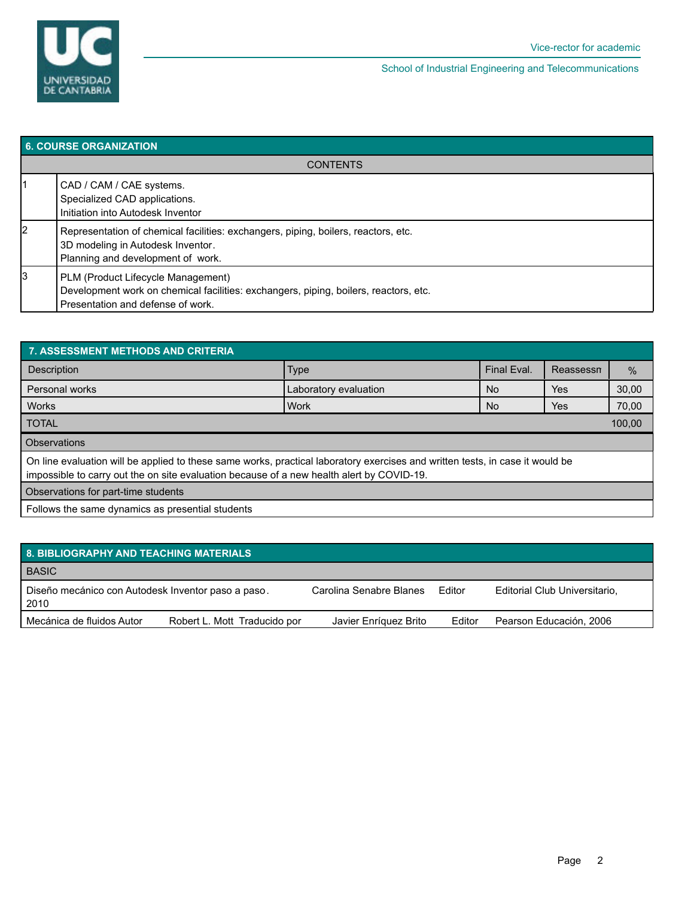## 6. COURSE ORGANIZATION

| CONTENTS | |
|---|---|
| 1 | CAD / CAM / CAE systems.<br>Specialized CAD applications.<br>Initiation into Autodesk Inventor |
| 2 | Representation of chemical facilities: exchangers, piping, boilers, reactors, etc.<br>3D modeling in Autodesk Inventor.<br>Planning and development of work. |
| 3 | PLM (Product Lifecycle Management)<br>Development work on chemical facilities: exchangers, piping, boilers, reactors, etc.<br>Presentation and defense of work. |

## 7. ASSESSMENT METHODS AND CRITERIA

| Description | Type | Final Eval. | Reassessn | % |
|---|---|---|---|---|
| Personal works | Laboratory evaluation | No | Yes | 30,00 |
| Works | Work | No | Yes | 70,00 |
| TOTAL | | | | 100,00 |

**Observations**

On line evaluation will be applied to these same works, practical laboratory exercises and written tests, in case it would be impossible to carry out the on site evaluation because of a new health alert by COVID-19.

**Observations for part-time students**

Follows the same dynamics as presential students

## 8. BIBLIOGRAPHY AND TEACHING MATERIALS

**BASIC**

Diseño mecánico con Autodesk Inventor paso a paso. 2010 Carolina Senabre Blanes Editor Editorial Club Universitario,

Mecánica de fluidos Autor Robert L. Mott Traducido por Javier Enríquez Brito Editor Pearson Educación, 2006